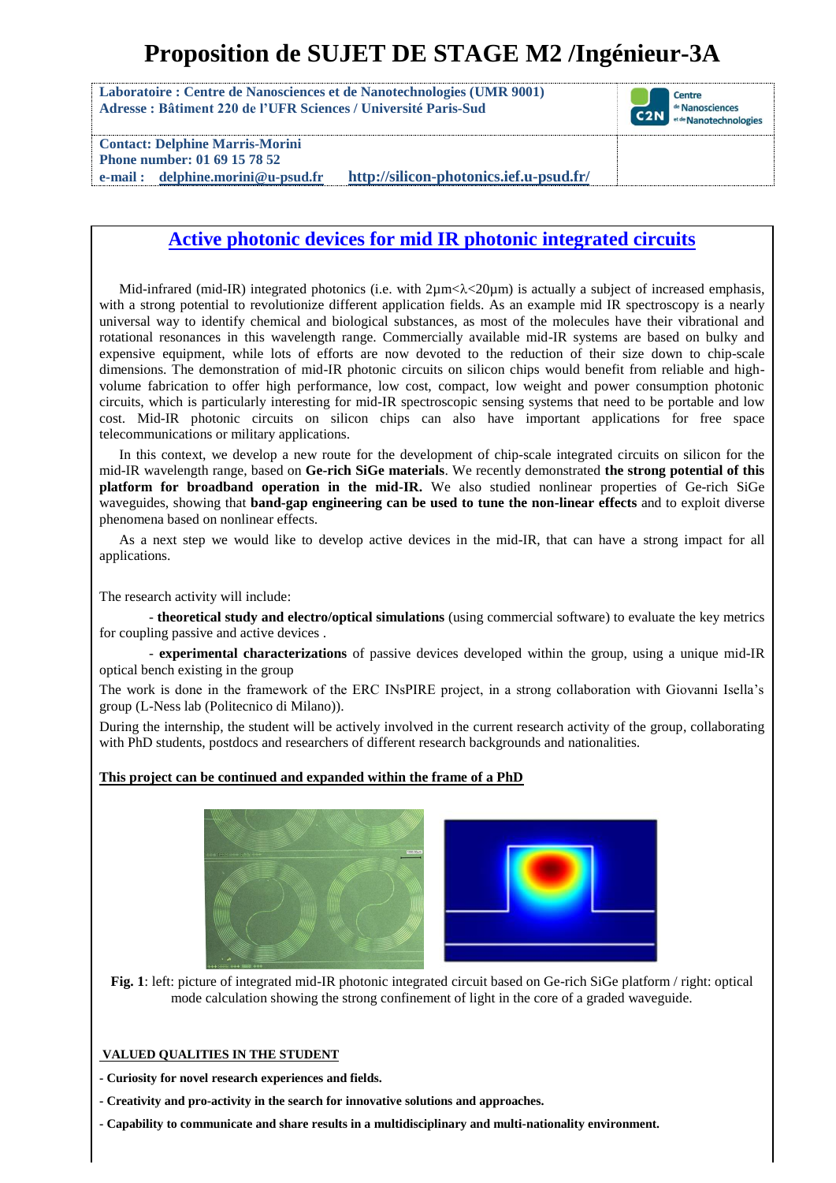# Proposition de SUJET DE STAGE M2 /Ingénieur-3A

**Laboratoire : Centre de Nanosciences et de Nanotechnologies (UMR 9001)**
**Adresse : Bâtiment 220 de l'UFR Sciences / Université Paris-Sud**

**Contact: Delphine Marris-Morini**
**Phone number: 01 69 15 78 52**
**e-mail : delphine.morini@u-psud.fr http://silicon-photonics.ief.u-psud.fr/**

## Active photonic devices for mid IR photonic integrated circuits

Mid-infrared (mid-IR) integrated photonics (i.e. with 2µm<λ<20µm) is actually a subject of increased emphasis, with a strong potential to revolutionize different application fields. As an example mid IR spectroscopy is a nearly universal way to identify chemical and biological substances, as most of the molecules have their vibrational and rotational resonances in this wavelength range. Commercially available mid-IR systems are based on bulky and expensive equipment, while lots of efforts are now devoted to the reduction of their size down to chip-scale dimensions. The demonstration of mid-IR photonic circuits on silicon chips would benefit from reliable and high-volume fabrication to offer high performance, low cost, compact, low weight and power consumption photonic circuits, which is particularly interesting for mid-IR spectroscopic sensing systems that need to be portable and low cost. Mid-IR photonic circuits on silicon chips can also have important applications for free space telecommunications or military applications.

In this context, we develop a new route for the development of chip-scale integrated circuits on silicon for the mid-IR wavelength range, based on **Ge-rich SiGe materials**. We recently demonstrated **the strong potential of this platform for broadband operation in the mid-IR.** We also studied nonlinear properties of Ge-rich SiGe waveguides, showing that **band-gap engineering can be used to tune the non-linear effects** and to exploit diverse phenomena based on nonlinear effects.

As a next step we would like to develop active devices in the mid-IR, that can have a strong impact for all applications.

The research activity will include:

- **theoretical study and electro/optical simulations** (using commercial software) to evaluate the key metrics for coupling passive and active devices .
- **experimental characterizations** of passive devices developed within the group, using a unique mid-IR optical bench existing in the group

The work is done in the framework of the ERC INsPIRE project, in a strong collaboration with Giovanni Isella's group (L-Ness lab (Politecnico di Milano)).

During the internship, the student will be actively involved in the current research activity of the group, collaborating with PhD students, postdocs and researchers of different research backgrounds and nationalities.

**This project can be continued and expanded within the frame of a PhD**

**Fig. 1**: left: picture of integrated mid-IR photonic integrated circuit based on Ge-rich SiGe platform / right: optical mode calculation showing the strong confinement of light in the core of a graded waveguide.

**VALUED QUALITIES IN THE STUDENT**

**- Curiosity for novel research experiences and fields.**

**- Creativity and pro-activity in the search for innovative solutions and approaches.**

**- Capability to communicate and share results in a multidisciplinary and multi-nationality environment.**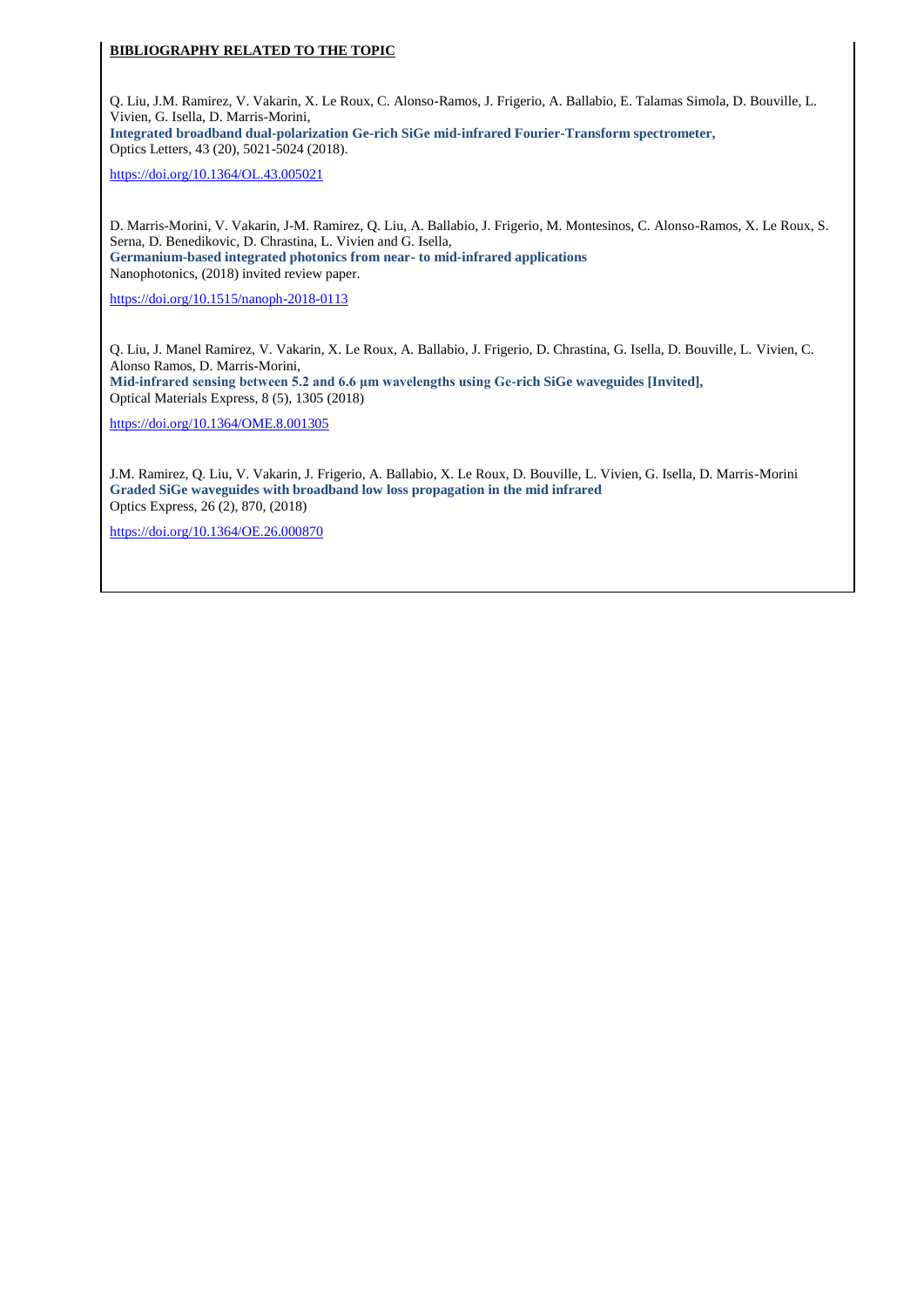**BIBLIOGRAPHY RELATED TO THE TOPIC**

Q. Liu, J.M. Ramirez, V. Vakarin, X. Le Roux, C. Alonso-Ramos, J. Frigerio, A. Ballabio, E. Talamas Simola, D. Bouville, L. Vivien, G. Isella, D. Marris-Morini,
**Integrated broadband dual-polarization Ge-rich SiGe mid-infrared Fourier-Transform spectrometer,**
Optics Letters, 43 (20), 5021-5024 (2018).

https://doi.org/10.1364/OL.43.005021

D. Marris-Morini, V. Vakarin, J-M. Ramirez, Q. Liu, A. Ballabio, J. Frigerio, M. Montesinos, C. Alonso-Ramos, X. Le Roux, S. Serna, D. Benedikovic, D. Chrastina, L. Vivien and G. Isella,
**Germanium-based integrated photonics from near- to mid-infrared applications**
Nanophotonics, (2018) invited review paper.

https://doi.org/10.1515/nanoph-2018-0113

Q. Liu, J. Manel Ramirez, V. Vakarin, X. Le Roux, A. Ballabio, J. Frigerio, D. Chrastina, G. Isella, D. Bouville, L. Vivien, C. Alonso Ramos, D. Marris-Morini,
**Mid-infrared sensing between 5.2 and 6.6 µm wavelengths using Ge-rich SiGe waveguides [Invited],**
Optical Materials Express, 8 (5), 1305 (2018)

https://doi.org/10.1364/OME.8.001305

J.M. Ramirez, Q. Liu, V. Vakarin, J. Frigerio, A. Ballabio, X. Le Roux, D. Bouville, L. Vivien, G. Isella, D. Marris-Morini
**Graded SiGe waveguides with broadband low loss propagation in the mid infrared**
Optics Express, 26 (2), 870, (2018)

https://doi.org/10.1364/OE.26.000870